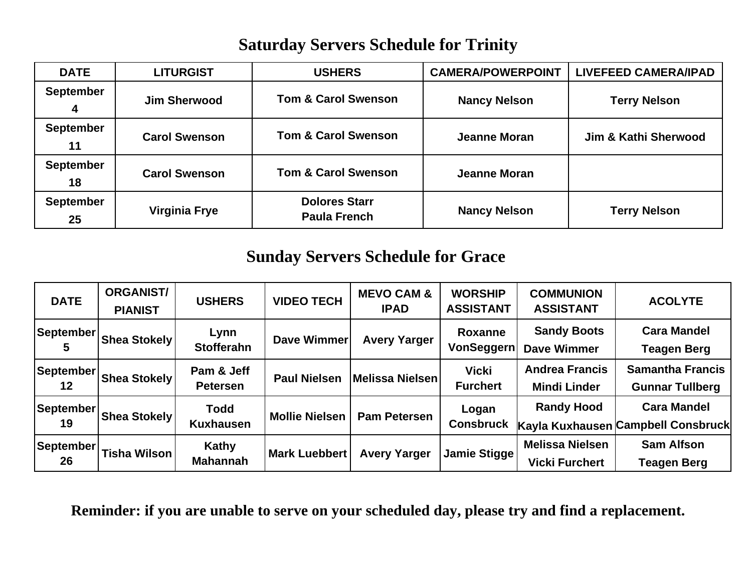## Saturday Servers Schedule for Trinity

| DATE | LITURGIST | USHERS | CAMERA/POWERPOINT | LIVEFEED CAMERA/IPAD |
|---|---|---|---|---|
| September 4 | Jim Sherwood | Tom & Carol Swenson | Nancy Nelson | Terry Nelson |
| September 11 | Carol Swenson | Tom & Carol Swenson | Jeanne Moran | Jim & Kathi Sherwood |
| September 18 | Carol Swenson | Tom & Carol Swenson | Jeanne Moran | |
| September 25 | Virginia Frye | Dolores Starr<br>Paula French | Nancy Nelson | Terry Nelson |

## Sunday Servers Schedule for Grace

| DATE | ORGANIST/ PIANIST | USHERS | VIDEO TECH | MEVO CAM & IPAD | WORSHIP ASSISTANT | COMMUNION ASSISTANT | ACOLYTE |
|---|---|---|---|---|---|---|---|
| September 5 | Shea Stokely | Lynn Stofferahn | Dave Wimmer | Avery Yarger | Roxanne VonSeggern | Sandy Boots<br>Dave Wimmer | Cara Mandel<br>Teagen Berg |
| September 12 | Shea Stokely | Pam & Jeff Petersen | Paul Nielsen | Melissa Nielsen | Vicki Furchert | Andrea Francis<br>Mindi Linder | Samantha Francis<br>Gunnar Tullberg |
| September 19 | Shea Stokely | Todd Kuxhausen | Mollie Nielsen | Pam Petersen | Logan Consbruck | Randy Hood<br>Kayla Kuxhausen | Cara Mandel<br>Campbell Consbruck |
| September 26 | Tisha Wilson | Kathy Mahannah | Mark Luebbert | Avery Yarger | Jamie Stigge | Melissa Nielsen<br>Vicki Furchert | Sam Alfson<br>Teagen Berg |

**Reminder: if you are unable to serve on your scheduled day, please try and find a replacement.**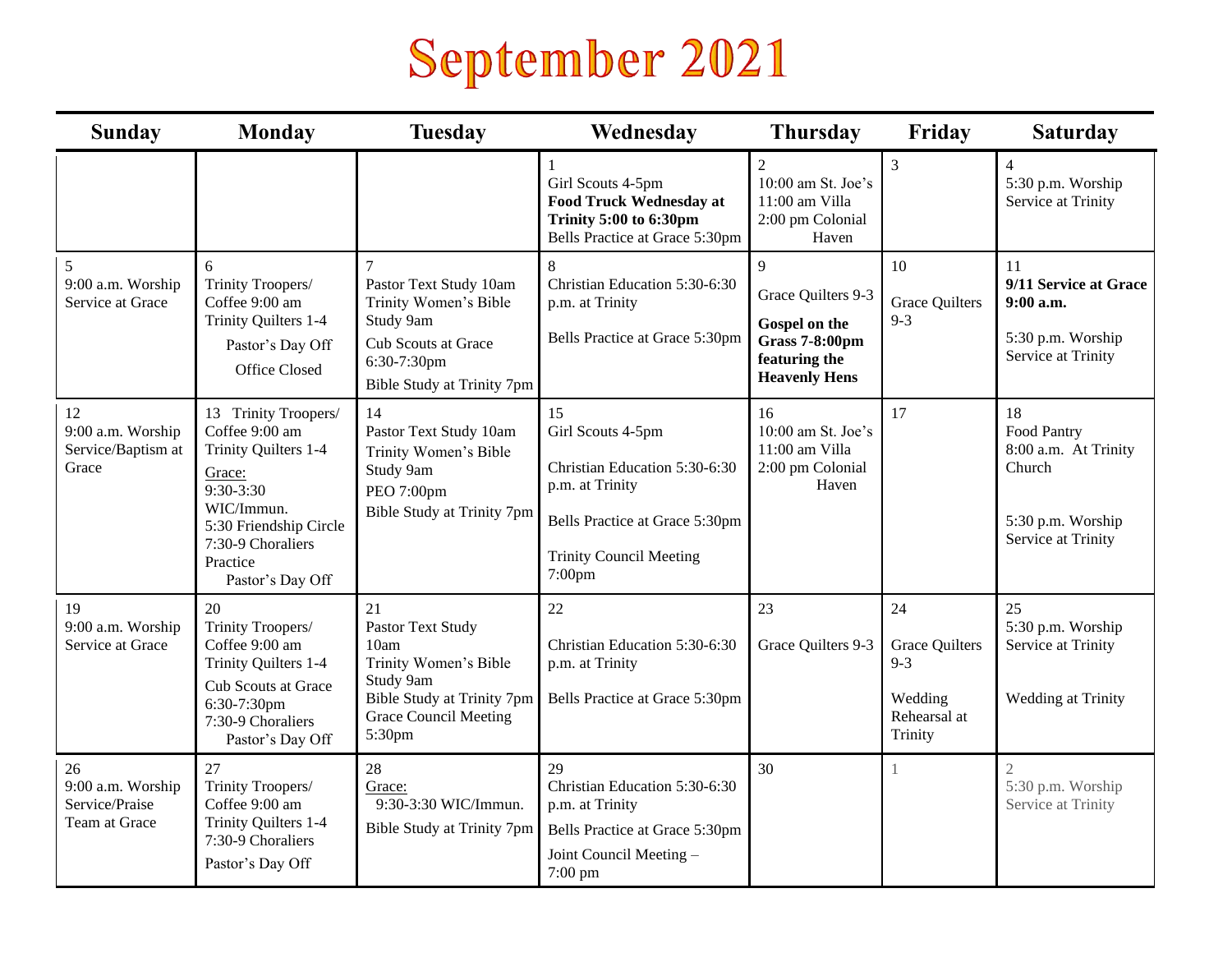# September 2021

| Sunday | Monday | Tuesday | Wednesday | Thursday | Friday | Saturday |
|---|---|---|---|---|---|---|
| | | | 1<br>Girl Scouts 4-5pm<br>**Food Truck Wednesday at Trinity 5:00 to 6:30pm**<br>Bells Practice at Grace 5:30pm | 2<br>10:00 am St. Joe's<br>11:00 am Villa<br>2:00 pm Colonial Haven | 3 | 4<br>5:30 p.m. Worship Service at Trinity |
| 5<br>9:00 a.m. Worship Service at Grace | 6<br>Trinity Troopers/ Coffee 9:00 am<br>Trinity Quilters 1-4<br>Pastor's Day Off<br>Office Closed | 7<br>Pastor Text Study 10am<br>Trinity Women's Bible Study 9am<br>Cub Scouts at Grace 6:30-7:30pm<br>Bible Study at Trinity 7pm | 8<br>Christian Education 5:30-6:30 p.m. at Trinity<br>Bells Practice at Grace 5:30pm | 9<br>Grace Quilters 9-3<br>**Gospel on the Grass 7-8:00pm featuring the Heavenly Hens** | 10<br>Grace Quilters 9-3 | 11<br>**9/11 Service at Grace 9:00 a.m.**<br>5:30 p.m. Worship Service at Trinity |
| 12<br>9:00 a.m. Worship Service/Baptism at Grace | 13 Trinity Troopers/ Coffee 9:00 am<br>Trinity Quilters 1-4<br>Grace:<br>9:30-3:30 WIC/Immun.<br>5:30 Friendship Circle<br>7:30-9 Choraliers Practice<br>Pastor's Day Off | 14<br>Pastor Text Study 10am<br>Trinity Women's Bible Study 9am<br>PEO 7:00pm<br>Bible Study at Trinity 7pm | 15<br>Girl Scouts 4-5pm<br>Christian Education 5:30-6:30 p.m. at Trinity<br>Bells Practice at Grace 5:30pm<br>Trinity Council Meeting 7:00pm | 16<br>10:00 am St. Joe's<br>11:00 am Villa<br>2:00 pm Colonial Haven | 17 | 18<br>Food Pantry<br>8:00 a.m. At Trinity Church<br>5:30 p.m. Worship Service at Trinity |
| 19<br>9:00 a.m. Worship Service at Grace | 20<br>Trinity Troopers/ Coffee 9:00 am<br>Trinity Quilters 1-4<br>Cub Scouts at Grace 6:30-7:30pm<br>7:30-9 Choraliers<br>Pastor's Day Off | 21<br>Pastor Text Study 10am<br>Trinity Women's Bible Study 9am<br>Bible Study at Trinity 7pm<br>Grace Council Meeting 5:30pm | 22<br>Christian Education 5:30-6:30 p.m. at Trinity<br>Bells Practice at Grace 5:30pm | 23<br>Grace Quilters 9-3 | 24<br>Grace Quilters 9-3<br>Wedding Rehearsal at Trinity | 25<br>5:30 p.m. Worship Service at Trinity<br>Wedding at Trinity |
| 26<br>9:00 a.m. Worship Service/Praise Team at Grace | 27<br>Trinity Troopers/ Coffee 9:00 am<br>Trinity Quilters 1-4<br>7:30-9 Choraliers<br>Pastor's Day Off | 28<br>Grace:<br>9:30-3:30 WIC/Immun.<br>Bible Study at Trinity 7pm | 29<br>Christian Education 5:30-6:30 p.m. at Trinity<br>Bells Practice at Grace 5:30pm<br>Joint Council Meeting – 7:00 pm | 30 | 1 | 2<br>5:30 p.m. Worship Service at Trinity |